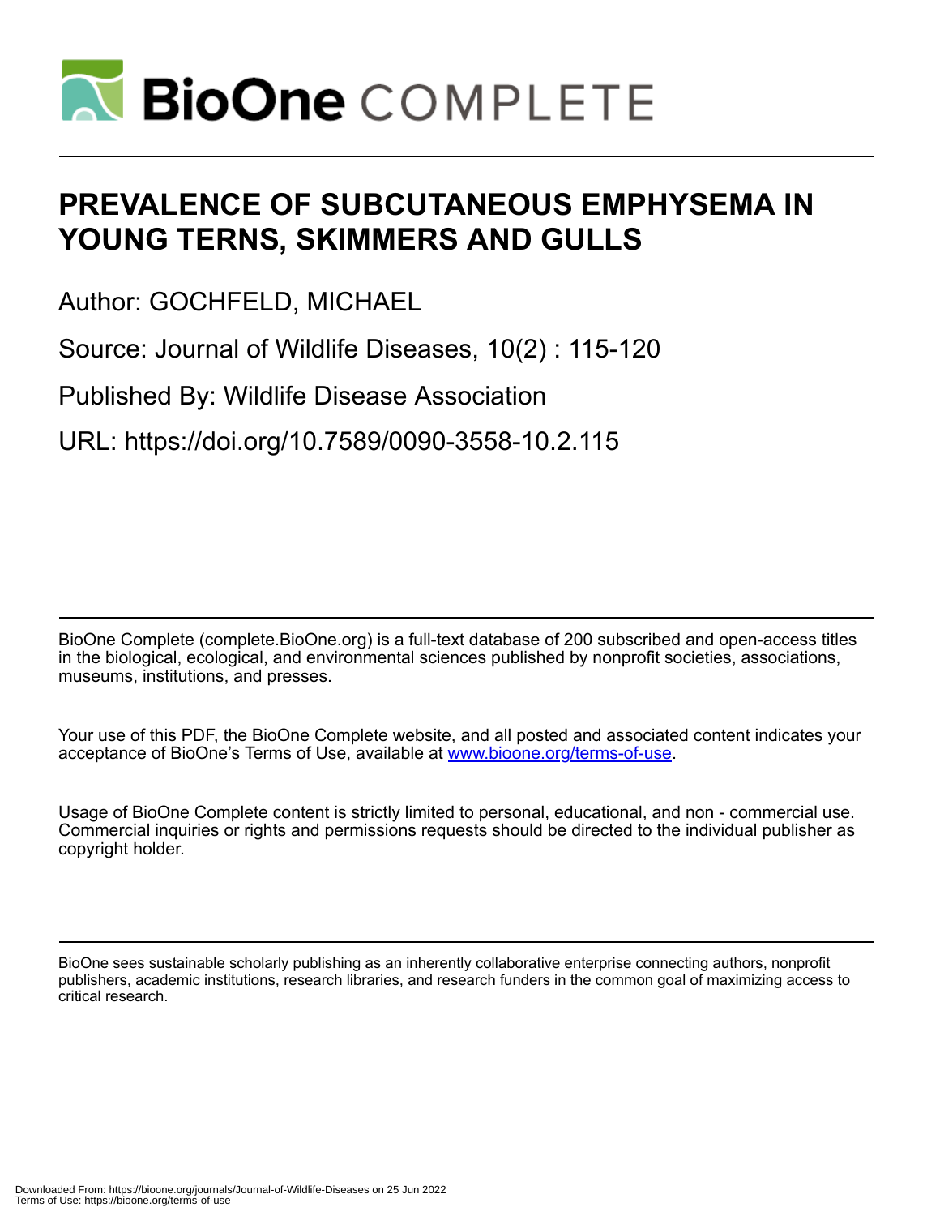# PREVALENCE OF SUBCUTANEOUS EMPHYSEMA IN YOUNG TERNS, SKIMMERS AND GULLS

Author: GOCHFELD, MICHAEL

Source: Journal of Wildlife Diseases, 10(2) : 115-120

Published By: Wildlife Disease Association

URL: https://doi.org/10.7589/0090-3558-10.2.115

BioOne Complete (complete.BioOne.org) is a full-text database of 200 subscribed and open-access titles in the biological, ecological, and environmental sciences published by nonprofit societies, associations, museums, institutions, and presses.

Your use of this PDF, the BioOne Complete website, and all posted and associated content indicates your acceptance of BioOne's Terms of Use, available at www.bioone.org/terms-of-use.

Usage of BioOne Complete content is strictly limited to personal, educational, and non - commercial use. Commercial inquiries or rights and permissions requests should be directed to the individual publisher as copyright holder.

BioOne sees sustainable scholarly publishing as an inherently collaborative enterprise connecting authors, nonprofit publishers, academic institutions, research libraries, and research funders in the common goal of maximizing access to critical research.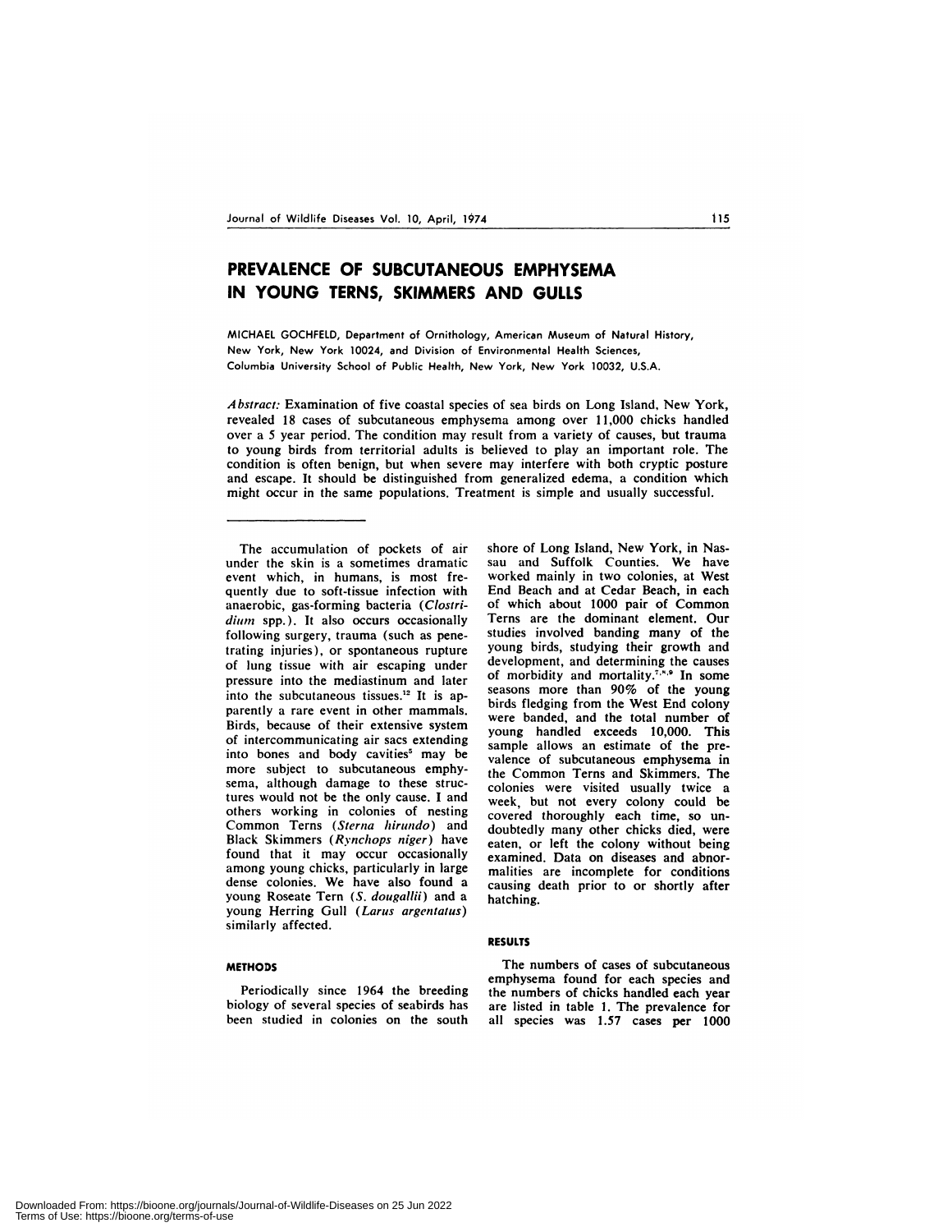# PREVALENCE OF SUBCUTANEOUS EMPHYSEMA IN YOUNG TERNS, SKIMMERS AND GULLS

MICHAEL GOCHFELD, Department of Ornithology, American Museum of Natural History, New York, New York 10024, and Division of Environmental Health Sciences, Columbia University School of Public Health, New York, New York 10032, U.S.A.

*Abstract:* Examination of five coastal species of sea birds on Long Island, New York, revealed 18 cases of subcutaneous emphysema among over 11,000 chicks handled over a 5 year period. The condition may result from a variety of causes, but trauma to young birds from territorial adults is believed to play an important role. The condition is often benign, but when severe may interfere with both cryptic posture and escape. It should be distinguished from generalized edema, a condition which might occur in the same populations. Treatment is simple and usually successful.

The accumulation of pockets of air under the skin is a sometimes dramatic event which, in humans, is most frequently due to soft-tissue infection with anaerobic, gas-forming bacteria (*Clostridium* spp.). It also occurs occasionally following surgery, trauma (such as penetrating injuries), or spontaneous rupture of lung tissue with air escaping under pressure into the mediastinum and later into the subcutaneous tissues.[12] It is apparently a rare event in other mammals. Birds, because of their extensive system of intercommunicating air sacs extending into bones and body cavities[5] may be more subject to subcutaneous emphysema, although damage to these structures would not be the only cause. I and others working in colonies of nesting Common Terns (*Sterna hirundo*) and Black Skimmers (*Rynchops niger*) have found that it may occur occasionally among young chicks, particularly in large dense colonies. We have also found a young Roseate Tern (*S. dougallii*) and a young Herring Gull (*Larus argentatus*) similarly affected.

## METHODS

Periodically since 1964 the breeding biology of several species of seabirds has been studied in colonies on the south shore of Long Island, New York, in Nassau and Suffolk Counties. We have worked mainly in two colonies, at West End Beach and at Cedar Beach, in each of which about 1000 pair of Common Terns are the dominant element. Our studies involved banding many of the young birds, studying their growth and development, and determining the causes of morbidity and mortality.[7,8,9] In some seasons more than 90% of the young birds fledging from the West End colony were banded, and the total number of young handled exceeds 10,000. This sample allows an estimate of the prevalence of subcutaneous emphysema in the Common Terns and Skimmers. The colonies were visited usually twice a week, but not every colony could be covered thoroughly each time, so undoubtedly many other chicks died, were eaten, or left the colony without being examined. Data on diseases and abnormalities are incomplete for conditions causing death prior to or shortly after hatching.

## RESULTS

The numbers of cases of subcutaneous emphysema found for each species and the numbers of chicks handled each year are listed in table 1. The prevalence for all species was 1.57 cases per 1000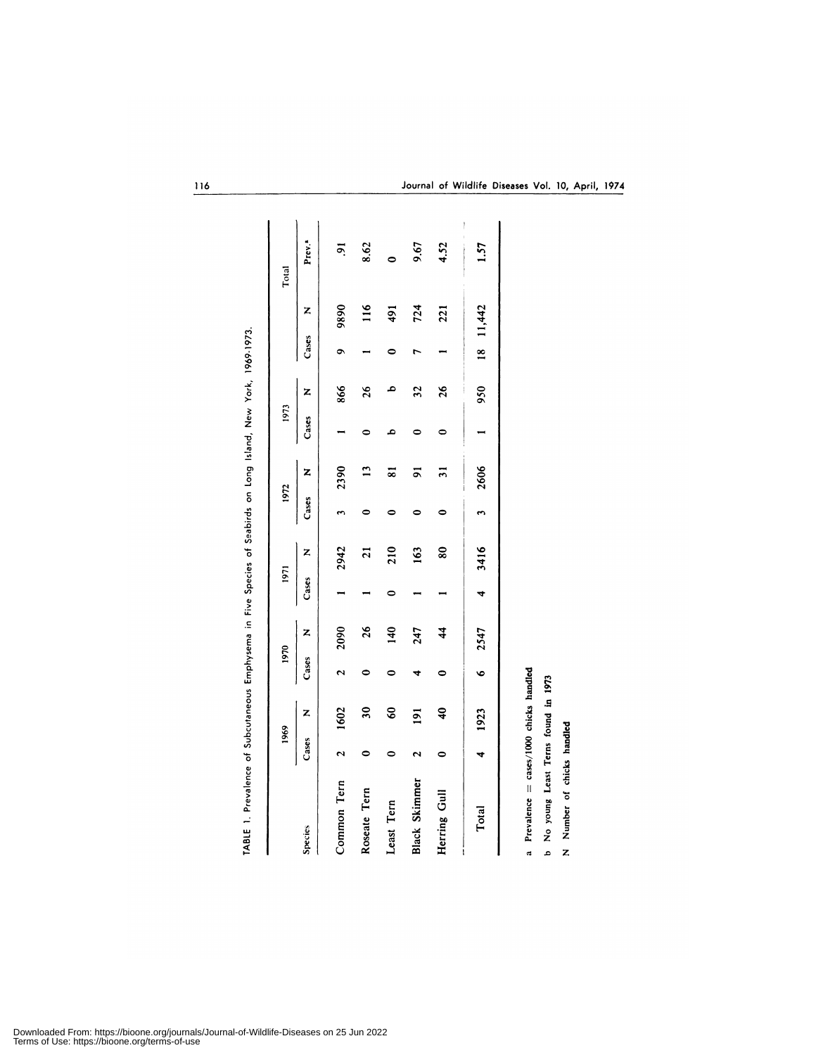TABLE 1. Prevalence of Subcutaneous Emphysema in Five Species of Seabirds on Long Island, New York, 1969-1973.

| Species | 1969 | | 1970 | | 1971 | | 1972 | | 1973 | | Total | | |
|---|---|---|---|---|---|---|---|---|---|---|---|---|---|
| | Cases | N | Cases | N | Cases | N | Cases | N | Cases | N | Cases | N | Prev.[a] |
| Common Tern | 2 | 1602 | 2 | 2090 | 1 | 2942 | 3 | 2390 | 1 | 866 | 9 | 9890 | .91 |
| Roseate Tern | 0 | 30 | 0 | 26 | 1 | 21 | 0 | 13 | 0 | 26 | 1 | 116 | 8.62 |
| Least Tern | 0 | 60 | 0 | 140 | 0 | 210 | 0 | 81 | b | b | 0 | 491 | 0 |
| Black Skimmer | 2 | 191 | 4 | 247 | 1 | 163 | 0 | 91 | 0 | 32 | 7 | 724 | 9.67 |
| Herring Gull | 0 | 40 | 0 | 44 | 1 | 80 | 0 | 31 | 0 | 26 | 1 | 221 | 4.52 |
| Total | 4 | 1923 | 6 | 2547 | 4 | 3416 | 3 | 2606 | 1 | 950 | 18 | 11,442 | 1.57 |

a Prevalence = cases/1000 chicks handled

b No young Least Terns found in 1973

N Number of chicks handled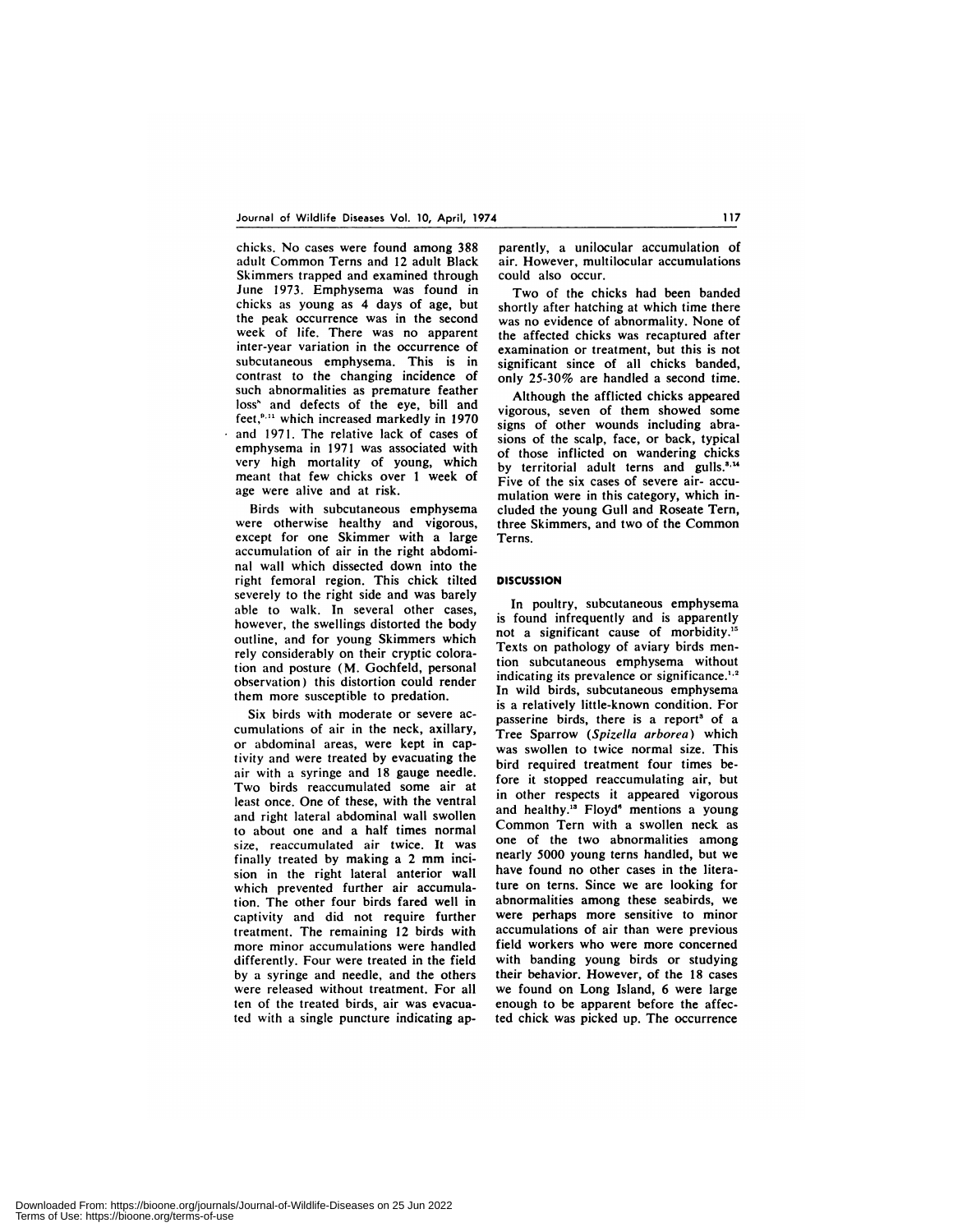chicks. No cases were found among 388 adult Common Terns and 12 adult Black Skimmers trapped and examined through June 1973. Emphysema was found in chicks as young as 4 days of age, but the peak occurrence was in the second week of life. There was no apparent inter-year variation in the occurrence of subcutaneous emphysema. This is in contrast to the changing incidence of such abnormalities as premature feather loss[5] and defects of the eye, bill and feet,[9,11] which increased markedly in 1970 and 1971. The relative lack of cases of emphysema in 1971 was associated with very high mortality of young, which meant that few chicks over 1 week of age were alive and at risk.

Birds with subcutaneous emphysema were otherwise healthy and vigorous, except for one Skimmer with a large accumulation of air in the right abdominal wall which dissected down into the right femoral region. This chick tilted severely to the right side and was barely able to walk. In several other cases, however, the swellings distorted the body outline, and for young Skimmers which rely considerably on their cryptic coloration and posture (M. Gochfeld, personal observation) this distortion could render them more susceptible to predation.

Six birds with moderate or severe accumulations of air in the neck, axillary, or abdominal areas, were kept in captivity and were treated by evacuating the air with a syringe and 18 gauge needle. Two birds reaccumulated some air at least once. One of these, with the ventral and right lateral abdominal wall swollen to about one and a half times normal size, reaccumulated air twice. It was finally treated by making a 2 mm incision in the right lateral anterior wall which prevented further air accumulation. The other four birds fared well in captivity and did not require further treatment. The remaining 12 birds with more minor accumulations were handled differently. Four were treated in the field by a syringe and needle, and the others were released without treatment. For all ten of the treated birds, air was evacuated with a single puncture indicating apparently, a unilocular accumulation of air. However, multilocular accumulations could also occur.

Two of the chicks had been banded shortly after hatching at which time there was no evidence of abnormality. None of the affected chicks was recaptured after examination or treatment, but this is not significant since of all chicks banded, only 25-30% are handled a second time.

Although the afflicted chicks appeared vigorous, seven of them showed some signs of other wounds including abrasions of the scalp, face, or back, typical of those inflicted on wandering chicks by territorial adult terns and gulls.[8,14] Five of the six cases of severe air- accumulation were in this category, which included the young Gull and Roseate Tern, three Skimmers, and two of the Common Terns.

## DISCUSSION

In poultry, subcutaneous emphysema is found infrequently and is apparently not a significant cause of morbidity.[15] Texts on pathology of aviary birds mention subcutaneous emphysema without indicating its prevalence or significance.[1,2] In wild birds, subcutaneous emphysema is a relatively little-known condition. For passerine birds, there is a report[3] of a Tree Sparrow (*Spizella arborea*) which was swollen to twice normal size. This bird required treatment four times before it stopped reaccumulating air, but in other respects it appeared vigorous and healthy.[13] Floyd[6] mentions a young Common Tern with a swollen neck as one of the two abnormalities among nearly 5000 young terns handled, but we have found no other cases in the literature on terns. Since we are looking for abnormalities among these seabirds, we were perhaps more sensitive to minor accumulations of air than were previous field workers who were more concerned with banding young birds or studying their behavior. However, of the 18 cases we found on Long Island, 6 were large enough to be apparent before the affected chick was picked up. The occurrence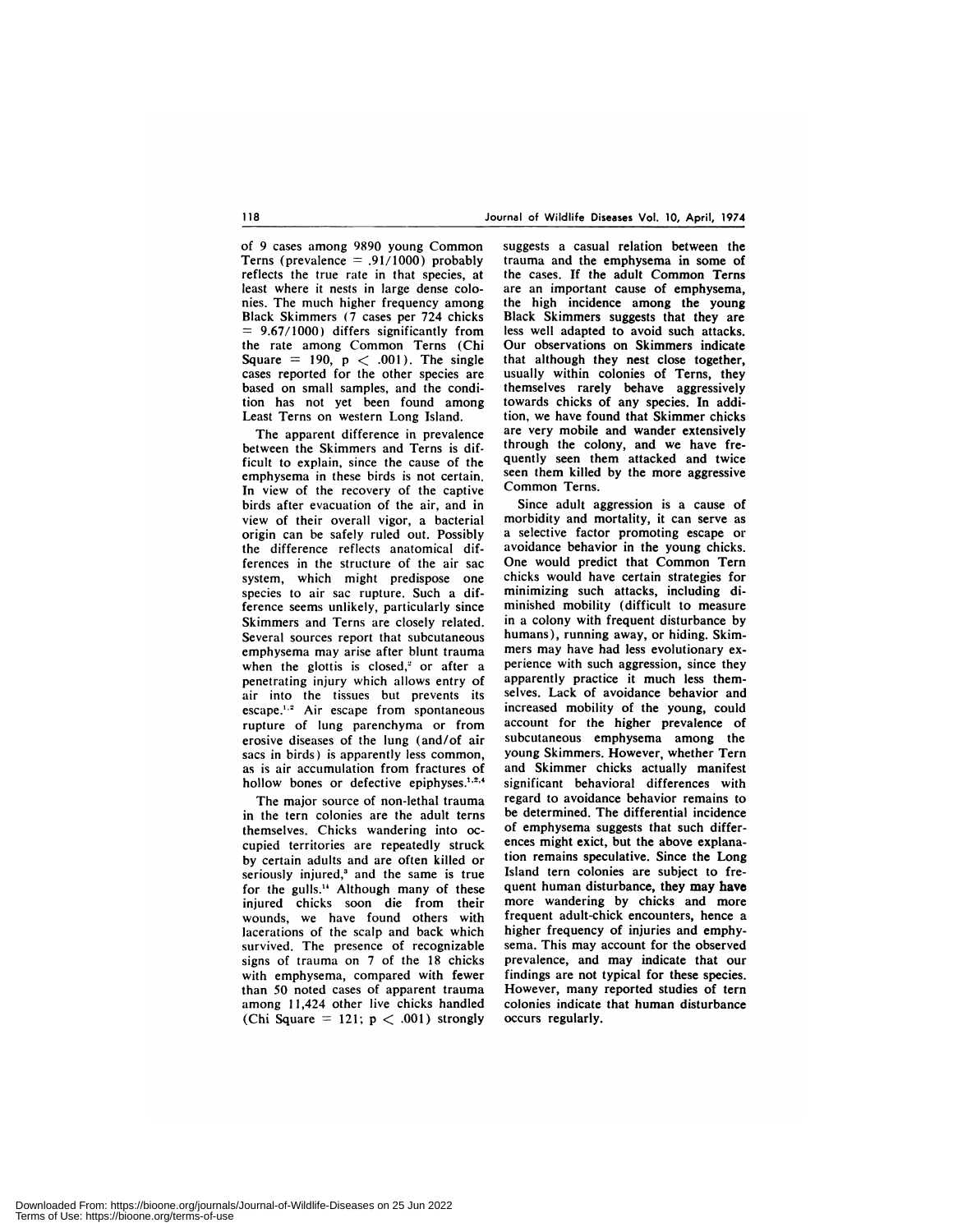of 9 cases among 9890 young Common Terns (prevalence = .91/1000) probably reflects the true rate in that species, at least where it nests in large dense colonies. The much higher frequency among Black Skimmers (7 cases per 724 chicks = 9.67/1000) differs significantly from the rate among Common Terns (Chi Square = 190, $p < .001$). The single cases reported for the other species are based on small samples, and the condition has not yet been found among Least Terns on western Long Island.

The apparent difference in prevalence between the Skimmers and Terns is difficult to explain, since the cause of the emphysema in these birds is not certain. In view of the recovery of the captive birds after evacuation of the air, and in view of their overall vigor, a bacterial origin can be safely ruled out. Possibly the difference reflects anatomical differences in the structure of the air sac system, which might predispose one species to air sac rupture. Such a difference seems unlikely, particularly since Skimmers and Terns are closely related. Several sources report that subcutaneous emphysema may arise after blunt trauma when the glottis is closed,[2] or after a penetrating injury which allows entry of air into the tissues but prevents its escape.[1,2] Air escape from spontaneous rupture of lung parenchyma or from erosive diseases of the lung (and/of air sacs in birds) is apparently less common, as is air accumulation from fractures of hollow bones or defective epiphyses.[1,2,4]

The major source of non-lethal trauma in the tern colonies are the adult terns themselves. Chicks wandering into occupied territories are repeatedly struck by certain adults and are often killed or seriously injured,[3] and the same is true for the gulls.[11] Although many of these injured chicks soon die from their wounds, we have found others with lacerations of the scalp and back which survived. The presence of recognizable signs of trauma on 7 of the 18 chicks with emphysema, compared with fewer than 50 noted cases of apparent trauma among 11,424 other live chicks handled (Chi Square = 121; $p < .001$) strongly suggests a casual relation between the trauma and the emphysema in some of the cases. If the adult Common Terns are an important cause of emphysema, the high incidence among the young Black Skimmers suggests that they are less well adapted to avoid such attacks. Our observations on Skimmers indicate that although they nest close together, usually within colonies of Terns, they themselves rarely behave aggressively towards chicks of any species. In addition, we have found that Skimmer chicks are very mobile and wander extensively through the colony, and we have frequently seen them attacked and twice seen them killed by the more aggressive Common Terns.

Since adult aggression is a cause of morbidity and mortality, it can serve as a selective factor promoting escape or avoidance behavior in the young chicks. One would predict that Common Tern chicks would have certain strategies for minimizing such attacks, including diminished mobility (difficult to measure in a colony with frequent disturbance by humans), running away, or hiding. Skimmers may have had less evolutionary experience with such aggression, since they apparently practice it much less themselves. Lack of avoidance behavior and increased mobility of the young, could account for the higher prevalence of subcutaneous emphysema among the young Skimmers. However, whether Tern and Skimmer chicks actually manifest significant behavioral differences with regard to avoidance behavior remains to be determined. The differential incidence of emphysema suggests that such differences might exict, but the above explanation remains speculative. Since the Long Island tern colonies are subject to frequent human disturbance, they may have more wandering by chicks and more frequent adult-chick encounters, hence a higher frequency of injuries and emphysema. This may account for the observed prevalence, and may indicate that our findings are not typical for these species. However, many reported studies of tern colonies indicate that human disturbance occurs regularly.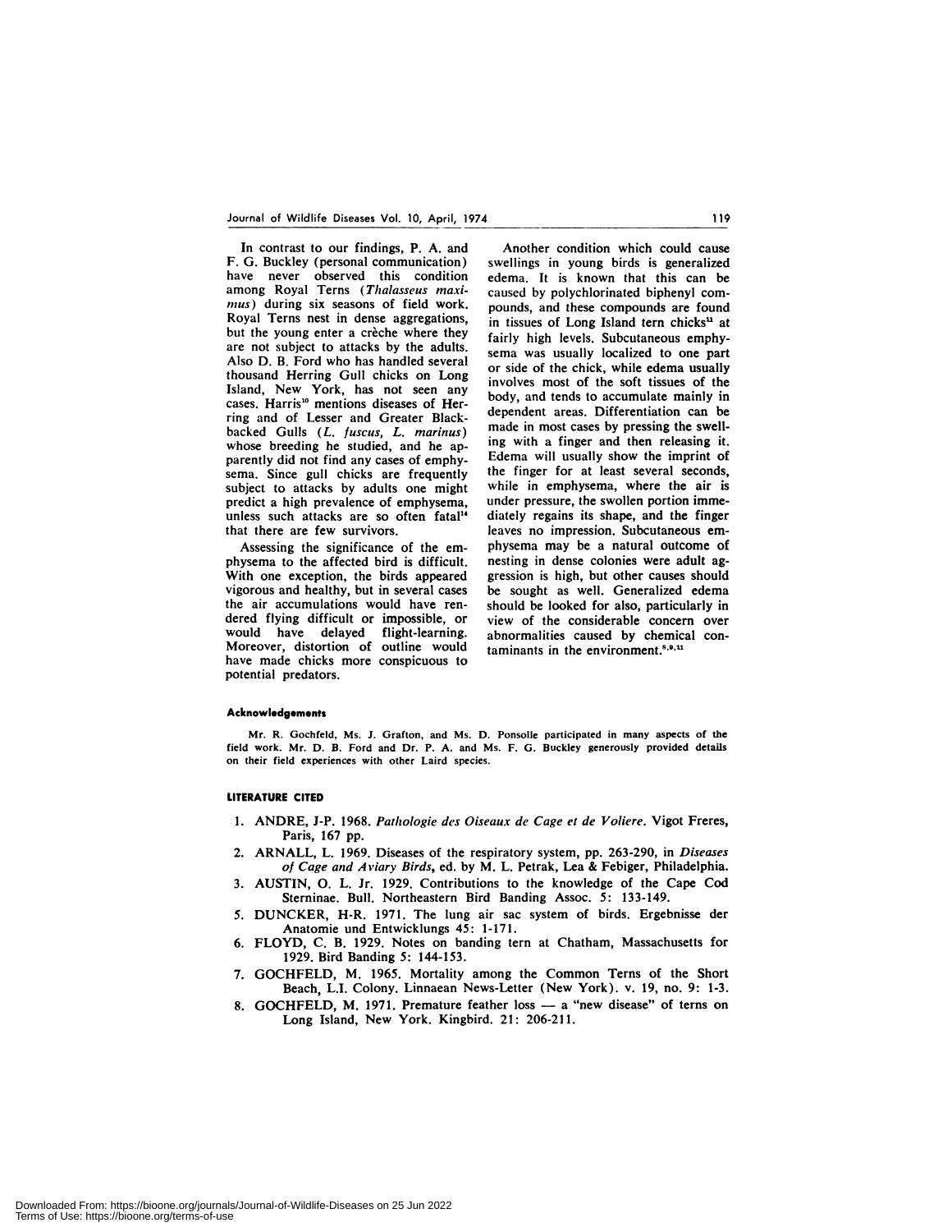In contrast to our findings, P. A. and F. G. Buckley (personal communication) have never observed this condition among Royal Terns (*Thalasseus maximus*) during six seasons of field work. Royal Terns nest in dense aggregations, but the young enter a crèche where they are not subject to attacks by the adults. Also D. B. Ford who has handled several thousand Herring Gull chicks on Long Island, New York, has not seen any cases. Harris[10] mentions diseases of Herring and of Lesser and Greater Black-backed Gulls (*L. fuscus, L. marinus*) whose breeding he studied, and he apparently did not find any cases of emphysema. Since gull chicks are frequently subject to attacks by adults one might predict a high prevalence of emphysema, unless such attacks are so often fatal[14] that there are few survivors.

Assessing the significance of the emphysema to the affected bird is difficult. With one exception, the birds appeared vigorous and healthy, but in several cases the air accumulations would have rendered flying difficult or impossible, or would have delayed flight-learning. Moreover, distortion of outline would have made chicks more conspicuous to potential predators.

Another condition which could cause swellings in young birds is generalized edema. It is known that this can be caused by polychlorinated biphenyl compounds, and these compounds are found in tissues of Long Island tern chicks[11] at fairly high levels. Subcutaneous emphysema was usually localized to one part or side of the chick, while edema usually involves most of the soft tissues of the body, and tends to accumulate mainly in dependent areas. Differentiation can be made in most cases by pressing the swelling with a finger and then releasing it. Edema will usually show the imprint of the finger for at least several seconds, while in emphysema, where the air is under pressure, the swollen portion immediately regains its shape, and the finger leaves no impression. Subcutaneous emphysema may be a natural outcome of nesting in dense colonies were adult aggression is high, but other causes should be sought as well. Generalized edema should be looked for also, particularly in view of the considerable concern over abnormalities caused by chemical contaminants in the environment.[8,9,11]

#### Acknowledgements

Mr. R. Gochfeld, Ms. J. Grafton, and Ms. D. Ponsolle participated in many aspects of the field work. Mr. D. B. Ford and Dr. P. A. and Ms. F. G. Buckley generously provided details on their field experiences with other Laird species.

#### LITERATURE CITED

1. ANDRE, J-P. 1968. *Pathologie des Oiseaux de Cage et de Voliere*. Vigot Freres, Paris, 167 pp.
2. ARNALL, L. 1969. Diseases of the respiratory system, pp. 263-290, in *Diseases of Cage and Aviary Birds*, ed. by M. L. Petrak, Lea & Febiger, Philadelphia.
3. AUSTIN, O. L. Jr. 1929. Contributions to the knowledge of the Cape Cod Sterninae. Bull. Northeastern Bird Banding Assoc. 5: 133-149.
5. DUNCKER, H-R. 1971. The lung air sac system of birds. Ergebnisse der Anatomie und Entwicklungs 45: 1-171.
6. FLOYD, C. B. 1929. Notes on banding tern at Chatham, Massachusetts for 1929. Bird Banding 5: 144-153.
7. GOCHFELD, M. 1965. Mortality among the Common Terns of the Short Beach, L.I. Colony. Linnaean News-Letter (New York). v. 19, no. 9: 1-3.
8. GOCHFELD, M. 1971. Premature feather loss — a "new disease" of terns on Long Island, New York. Kingbird. 21: 206-211.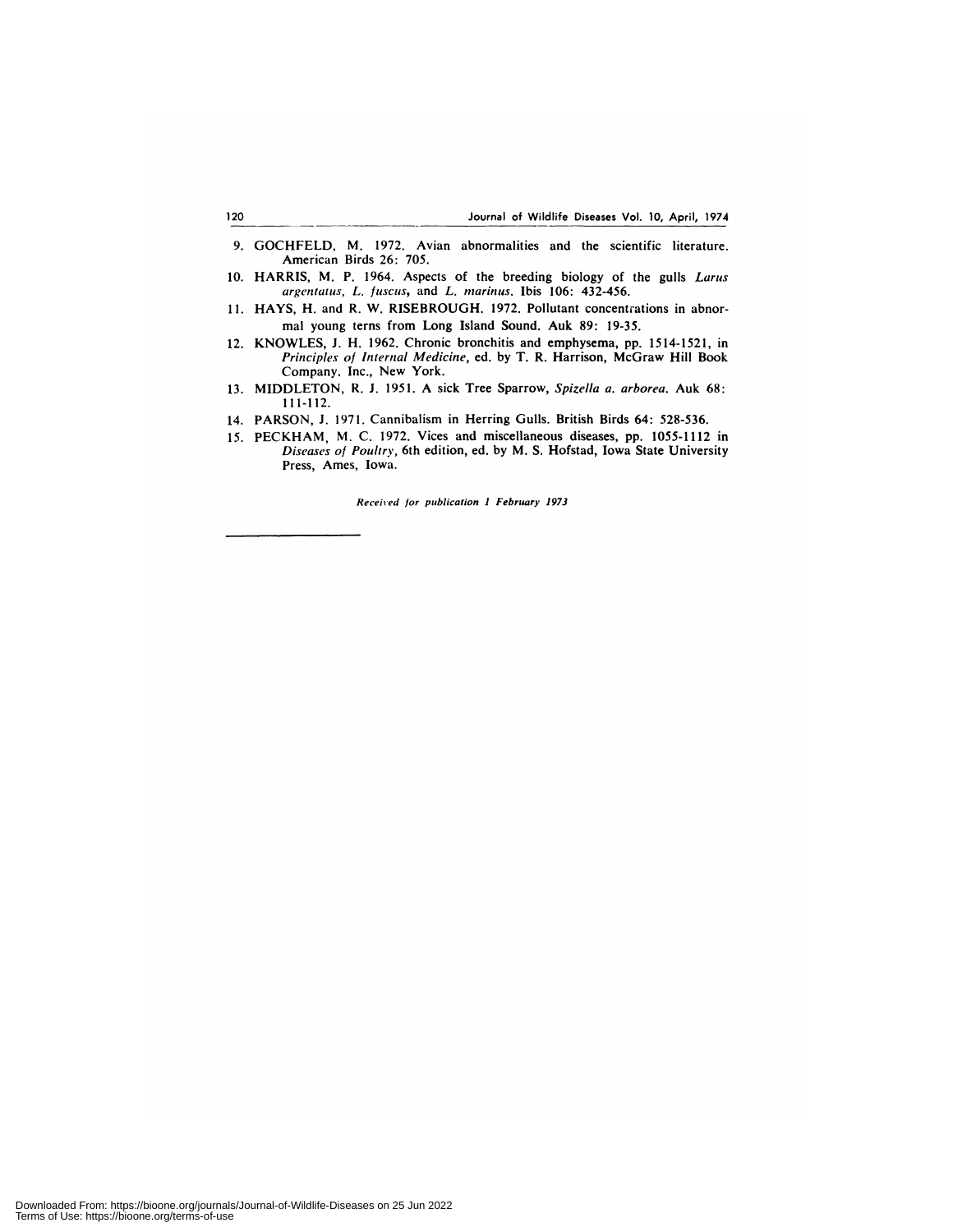9. GOCHFELD, M. 1972. Avian abnormalities and the scientific literature. American Birds 26: 705.
10. HARRIS, M. P. 1964. Aspects of the breeding biology of the gulls *Larus argentatus*, *L. fuscus*, and *L. marinus*. Ibis 106: 432-456.
11. HAYS, H. and R. W. RISEBROUGH. 1972. Pollutant concentrations in abnormal young terns from Long Island Sound. Auk 89: 19-35.
12. KNOWLES, J. H. 1962. Chronic bronchitis and emphysema, pp. 1514-1521, in *Principles of Internal Medicine*, ed. by T. R. Harrison, McGraw Hill Book Company, Inc., New York.
13. MIDDLETON, R. J. 1951. A sick Tree Sparrow, *Spizella a. arborea*. Auk 68: 111-112.
14. PARSON, J. 1971. Cannibalism in Herring Gulls. British Birds 64: 528-536.
15. PECKHAM, M. C. 1972. Vices and miscellaneous diseases, pp. 1055-1112 in *Diseases of Poultry*, 6th edition, ed. by M. S. Hofstad, Iowa State University Press, Ames, Iowa.

*Received for publication 1 February 1973*